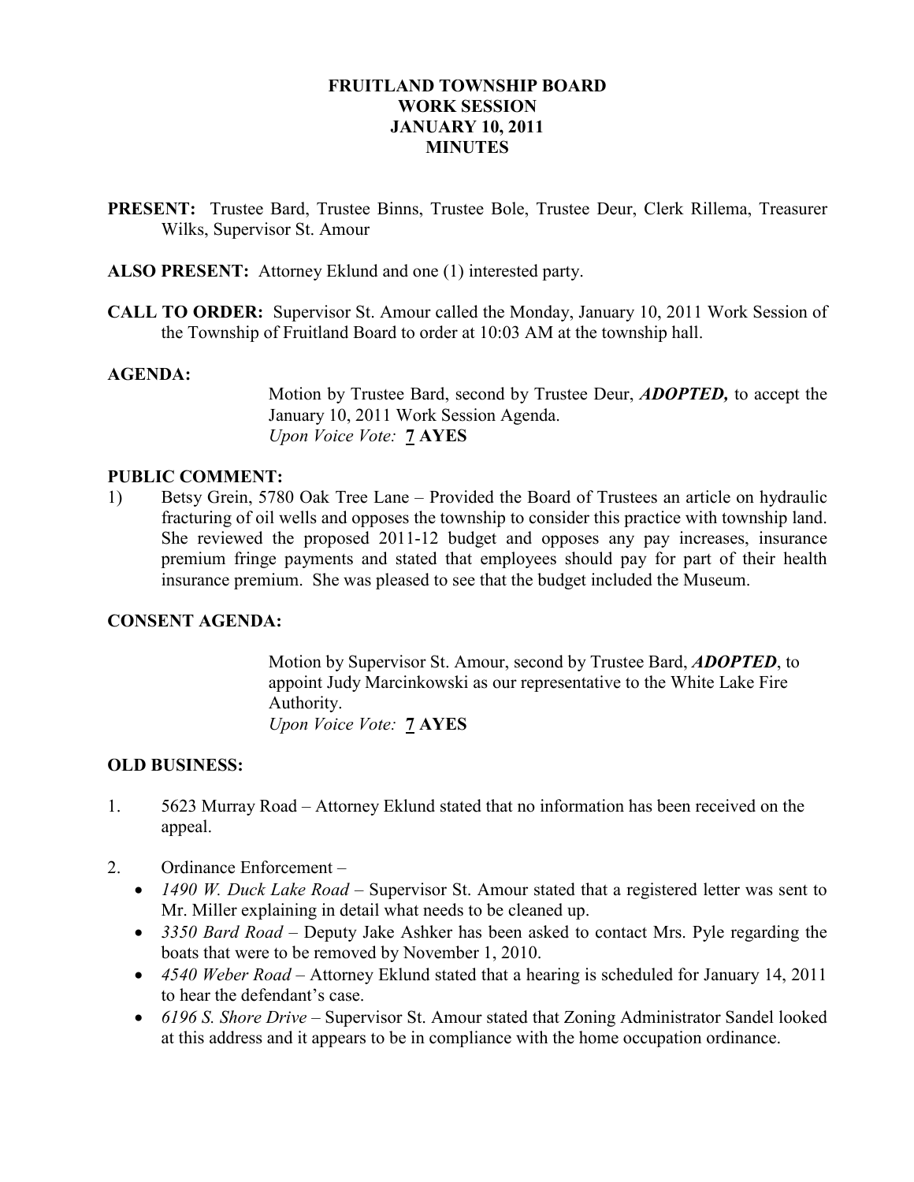# FRUITLAND TOWNSHIP BOARD
# WORK SESSION
# JANUARY 10, 2011
# MINUTES

**PRESENT:** Trustee Bard, Trustee Binns, Trustee Bole, Trustee Deur, Clerk Rillema, Treasurer Wilks, Supervisor St. Amour

**ALSO PRESENT:** Attorney Eklund and one (1) interested party.

**CALL TO ORDER:** Supervisor St. Amour called the Monday, January 10, 2011 Work Session of the Township of Fruitland Board to order at 10:03 AM at the township hall.

**AGENDA:**

Motion by Trustee Bard, second by Trustee Deur, ***ADOPTED,*** to accept the January 10, 2011 Work Session Agenda.
*Upon Voice Vote:* **7 AYES**

**PUBLIC COMMENT:**

1) Betsy Grein, 5780 Oak Tree Lane – Provided the Board of Trustees an article on hydraulic fracturing of oil wells and opposes the township to consider this practice with township land. She reviewed the proposed 2011-12 budget and opposes any pay increases, insurance premium fringe payments and stated that employees should pay for part of their health insurance premium. She was pleased to see that the budget included the Museum.

**CONSENT AGENDA:**

Motion by Supervisor St. Amour, second by Trustee Bard, ***ADOPTED***, to appoint Judy Marcinkowski as our representative to the White Lake Fire Authority.
*Upon Voice Vote:* **7 AYES**

**OLD BUSINESS:**

1. 5623 Murray Road – Attorney Eklund stated that no information has been received on the appeal.

2. Ordinance Enforcement –
   - *1490 W. Duck Lake Road* – Supervisor St. Amour stated that a registered letter was sent to Mr. Miller explaining in detail what needs to be cleaned up.
   - *3350 Bard Road* – Deputy Jake Ashker has been asked to contact Mrs. Pyle regarding the boats that were to be removed by November 1, 2010.
   - *4540 Weber Road* – Attorney Eklund stated that a hearing is scheduled for January 14, 2011 to hear the defendant's case.
   - *6196 S. Shore Drive* – Supervisor St. Amour stated that Zoning Administrator Sandel looked at this address and it appears to be in compliance with the home occupation ordinance.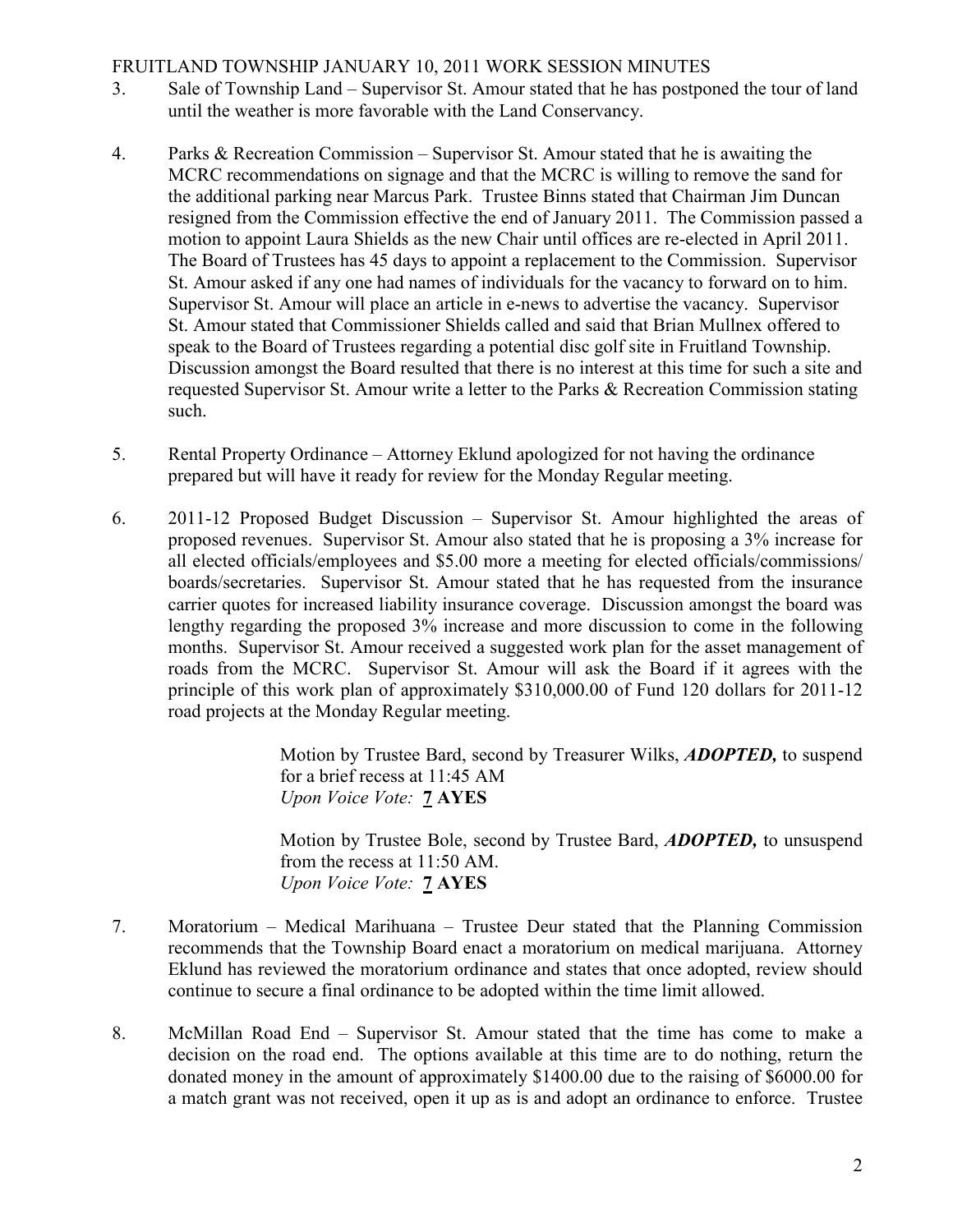3. Sale of Township Land – Supervisor St. Amour stated that he has postponed the tour of land until the weather is more favorable with the Land Conservancy.

4. Parks & Recreation Commission – Supervisor St. Amour stated that he is awaiting the MCRC recommendations on signage and that the MCRC is willing to remove the sand for the additional parking near Marcus Park. Trustee Binns stated that Chairman Jim Duncan resigned from the Commission effective the end of January 2011. The Commission passed a motion to appoint Laura Shields as the new Chair until offices are re-elected in April 2011. The Board of Trustees has 45 days to appoint a replacement to the Commission. Supervisor St. Amour asked if any one had names of individuals for the vacancy to forward on to him. Supervisor St. Amour will place an article in e-news to advertise the vacancy. Supervisor St. Amour stated that Commissioner Shields called and said that Brian Mullnex offered to speak to the Board of Trustees regarding a potential disc golf site in Fruitland Township. Discussion amongst the Board resulted that there is no interest at this time for such a site and requested Supervisor St. Amour write a letter to the Parks & Recreation Commission stating such.

5. Rental Property Ordinance – Attorney Eklund apologized for not having the ordinance prepared but will have it ready for review for the Monday Regular meeting.

6. 2011-12 Proposed Budget Discussion – Supervisor St. Amour highlighted the areas of proposed revenues. Supervisor St. Amour also stated that he is proposing a 3% increase for all elected officials/employees and $5.00 more a meeting for elected officials/commissions/ boards/secretaries. Supervisor St. Amour stated that he has requested from the insurance carrier quotes for increased liability insurance coverage. Discussion amongst the board was lengthy regarding the proposed 3% increase and more discussion to come in the following months. Supervisor St. Amour received a suggested work plan for the asset management of roads from the MCRC. Supervisor St. Amour will ask the Board if it agrees with the principle of this work plan of approximately $310,000.00 of Fund 120 dollars for 2011-12 road projects at the Monday Regular meeting.

> Motion by Trustee Bard, second by Treasurer Wilks, ***ADOPTED,*** to suspend for a brief recess at 11:45 AM
> *Upon Voice Vote:* **7 AYES**
>
> Motion by Trustee Bole, second by Trustee Bard, ***ADOPTED,*** to unsuspend from the recess at 11:50 AM.
> *Upon Voice Vote:* **7 AYES**

7. Moratorium – Medical Marihuana – Trustee Deur stated that the Planning Commission recommends that the Township Board enact a moratorium on medical marijuana. Attorney Eklund has reviewed the moratorium ordinance and states that once adopted, review should continue to secure a final ordinance to be adopted within the time limit allowed.

8. McMillan Road End – Supervisor St. Amour stated that the time has come to make a decision on the road end. The options available at this time are to do nothing, return the donated money in the amount of approximately $1400.00 due to the raising of $6000.00 for a match grant was not received, open it up as is and adopt an ordinance to enforce. Trustee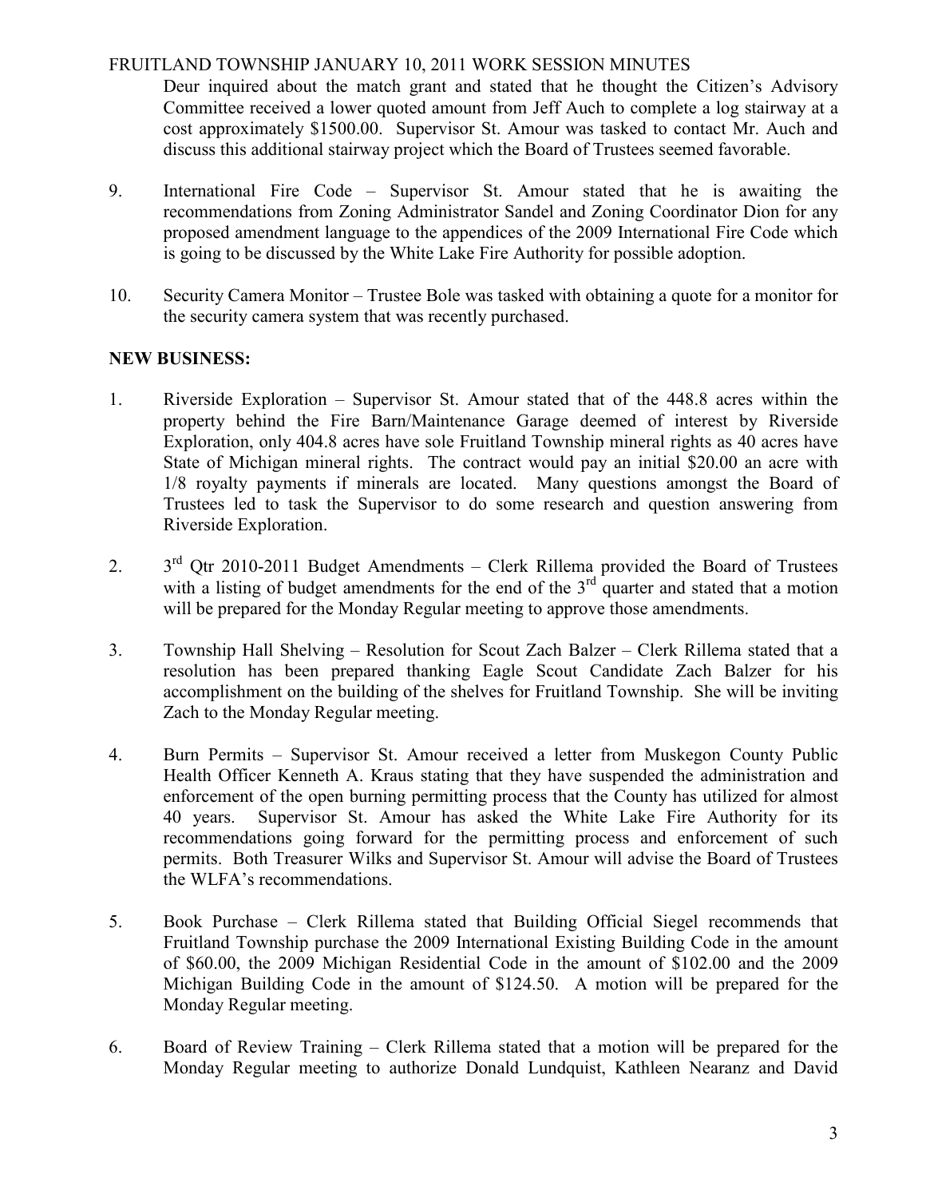Deur inquired about the match grant and stated that he thought the Citizen's Advisory Committee received a lower quoted amount from Jeff Auch to complete a log stairway at a cost approximately $1500.00. Supervisor St. Amour was tasked to contact Mr. Auch and discuss this additional stairway project which the Board of Trustees seemed favorable.

9. International Fire Code – Supervisor St. Amour stated that he is awaiting the recommendations from Zoning Administrator Sandel and Zoning Coordinator Dion for any proposed amendment language to the appendices of the 2009 International Fire Code which is going to be discussed by the White Lake Fire Authority for possible adoption.

10. Security Camera Monitor – Trustee Bole was tasked with obtaining a quote for a monitor for the security camera system that was recently purchased.

**NEW BUSINESS:**

1. Riverside Exploration – Supervisor St. Amour stated that of the 448.8 acres within the property behind the Fire Barn/Maintenance Garage deemed of interest by Riverside Exploration, only 404.8 acres have sole Fruitland Township mineral rights as 40 acres have State of Michigan mineral rights. The contract would pay an initial $20.00 an acre with 1/8 royalty payments if minerals are located. Many questions amongst the Board of Trustees led to task the Supervisor to do some research and question answering from Riverside Exploration.

2. 3rd Qtr 2010-2011 Budget Amendments – Clerk Rillema provided the Board of Trustees with a listing of budget amendments for the end of the 3rd quarter and stated that a motion will be prepared for the Monday Regular meeting to approve those amendments.

3. Township Hall Shelving – Resolution for Scout Zach Balzer – Clerk Rillema stated that a resolution has been prepared thanking Eagle Scout Candidate Zach Balzer for his accomplishment on the building of the shelves for Fruitland Township. She will be inviting Zach to the Monday Regular meeting.

4. Burn Permits – Supervisor St. Amour received a letter from Muskegon County Public Health Officer Kenneth A. Kraus stating that they have suspended the administration and enforcement of the open burning permitting process that the County has utilized for almost 40 years. Supervisor St. Amour has asked the White Lake Fire Authority for its recommendations going forward for the permitting process and enforcement of such permits. Both Treasurer Wilks and Supervisor St. Amour will advise the Board of Trustees the WLFA's recommendations.

5. Book Purchase – Clerk Rillema stated that Building Official Siegel recommends that Fruitland Township purchase the 2009 International Existing Building Code in the amount of $60.00, the 2009 Michigan Residential Code in the amount of $102.00 and the 2009 Michigan Building Code in the amount of $124.50. A motion will be prepared for the Monday Regular meeting.

6. Board of Review Training – Clerk Rillema stated that a motion will be prepared for the Monday Regular meeting to authorize Donald Lundquist, Kathleen Nearanz and David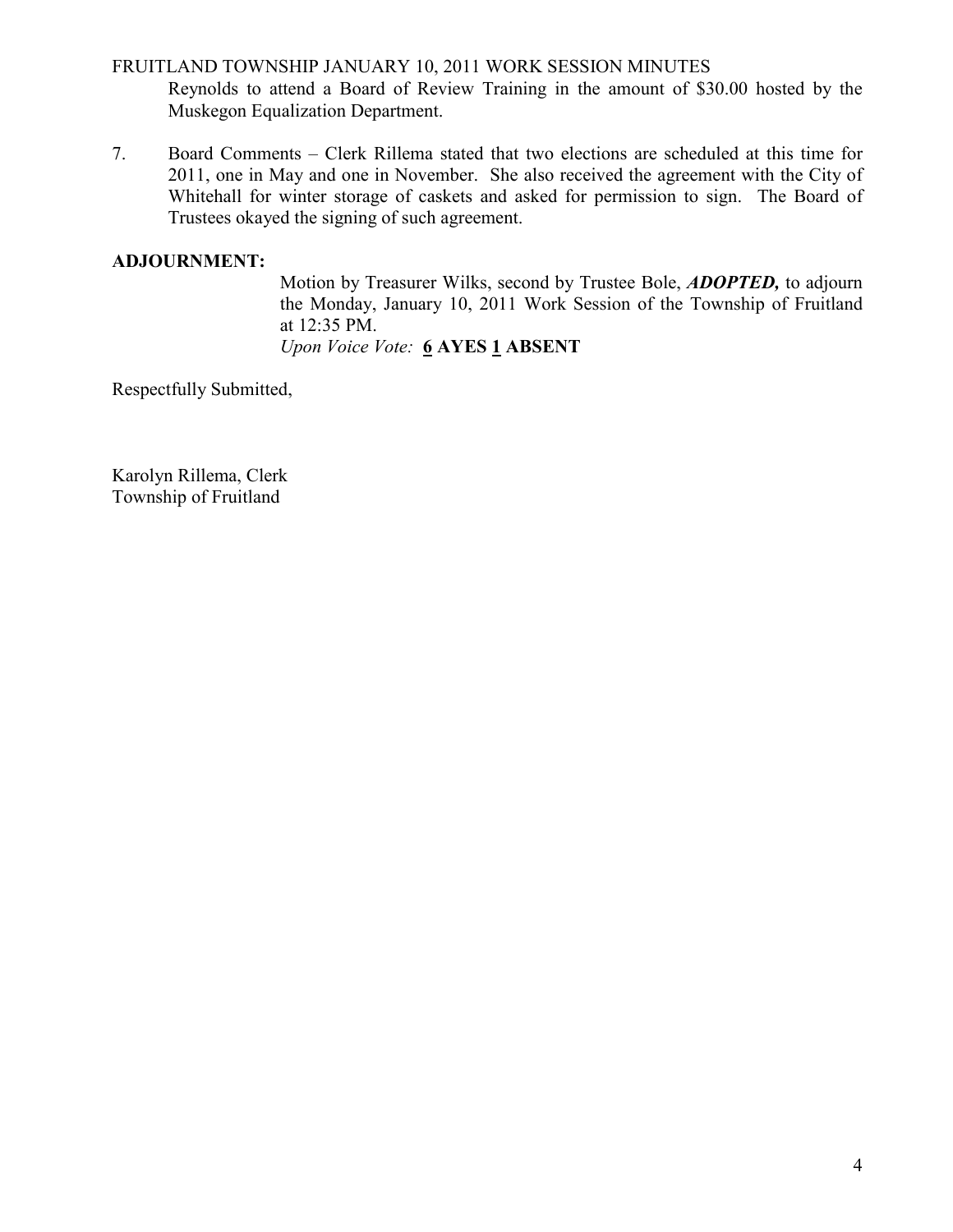Reynolds to attend a Board of Review Training in the amount of $30.00 hosted by the Muskegon Equalization Department.

7. Board Comments – Clerk Rillema stated that two elections are scheduled at this time for 2011, one in May and one in November. She also received the agreement with the City of Whitehall for winter storage of caskets and asked for permission to sign. The Board of Trustees okayed the signing of such agreement.

**ADJOURNMENT:**

Motion by Treasurer Wilks, second by Trustee Bole, ***ADOPTED,*** to adjourn the Monday, January 10, 2011 Work Session of the Township of Fruitland at 12:35 PM.

*Upon Voice Vote:* **6 AYES 1 ABSENT**

Respectfully Submitted,

Karolyn Rillema, Clerk
Township of Fruitland